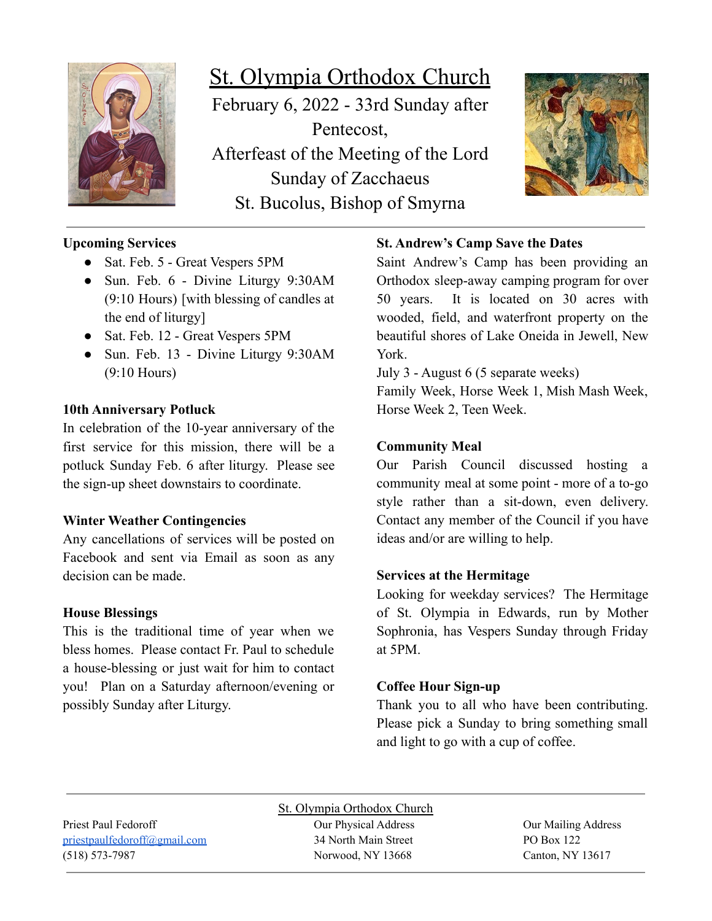# St. Olympia Orthodox Church

February 6, 2022 - 33rd Sunday after Pentecost,
Afterfeast of the Meeting of the Lord
Sunday of Zacchaeus
St. Bucolus, Bishop of Smyrna

**Upcoming Services**

- Sat. Feb. 5 - Great Vespers 5PM
- Sun. Feb. 6 - Divine Liturgy 9:30AM (9:10 Hours) [with blessing of candles at the end of liturgy]
- Sat. Feb. 12 - Great Vespers 5PM
- Sun. Feb. 13 - Divine Liturgy 9:30AM (9:10 Hours)

**10th Anniversary Potluck**

In celebration of the 10-year anniversary of the first service for this mission, there will be a potluck Sunday Feb. 6 after liturgy. Please see the sign-up sheet downstairs to coordinate.

**Winter Weather Contingencies**

Any cancellations of services will be posted on Facebook and sent via Email as soon as any decision can be made.

**House Blessings**

This is the traditional time of year when we bless homes. Please contact Fr. Paul to schedule a house-blessing or just wait for him to contact you! Plan on a Saturday afternoon/evening or possibly Sunday after Liturgy.

**St. Andrew's Camp Save the Dates**

Saint Andrew's Camp has been providing an Orthodox sleep-away camping program for over 50 years. It is located on 30 acres with wooded, field, and waterfront property on the beautiful shores of Lake Oneida in Jewell, New York.

July 3 - August 6 (5 separate weeks)
Family Week, Horse Week 1, Mish Mash Week, Horse Week 2, Teen Week.

**Community Meal**

Our Parish Council discussed hosting a community meal at some point - more of a to-go style rather than a sit-down, even delivery. Contact any member of the Council if you have ideas and/or are willing to help.

**Services at the Hermitage**

Looking for weekday services? The Hermitage of St. Olympia in Edwards, run by Mother Sophronia, has Vespers Sunday through Friday at 5PM.

**Coffee Hour Sign-up**

Thank you to all who have been contributing. Please pick a Sunday to bring something small and light to go with a cup of coffee.

---

St. Olympia Orthodox Church

Priest Paul Fedoroff
priestpaulfedoroff@gmail.com
(518) 573-7987

Our Physical Address
34 North Main Street
Norwood, NY 13668

Our Mailing Address
PO Box 122
Canton, NY 13617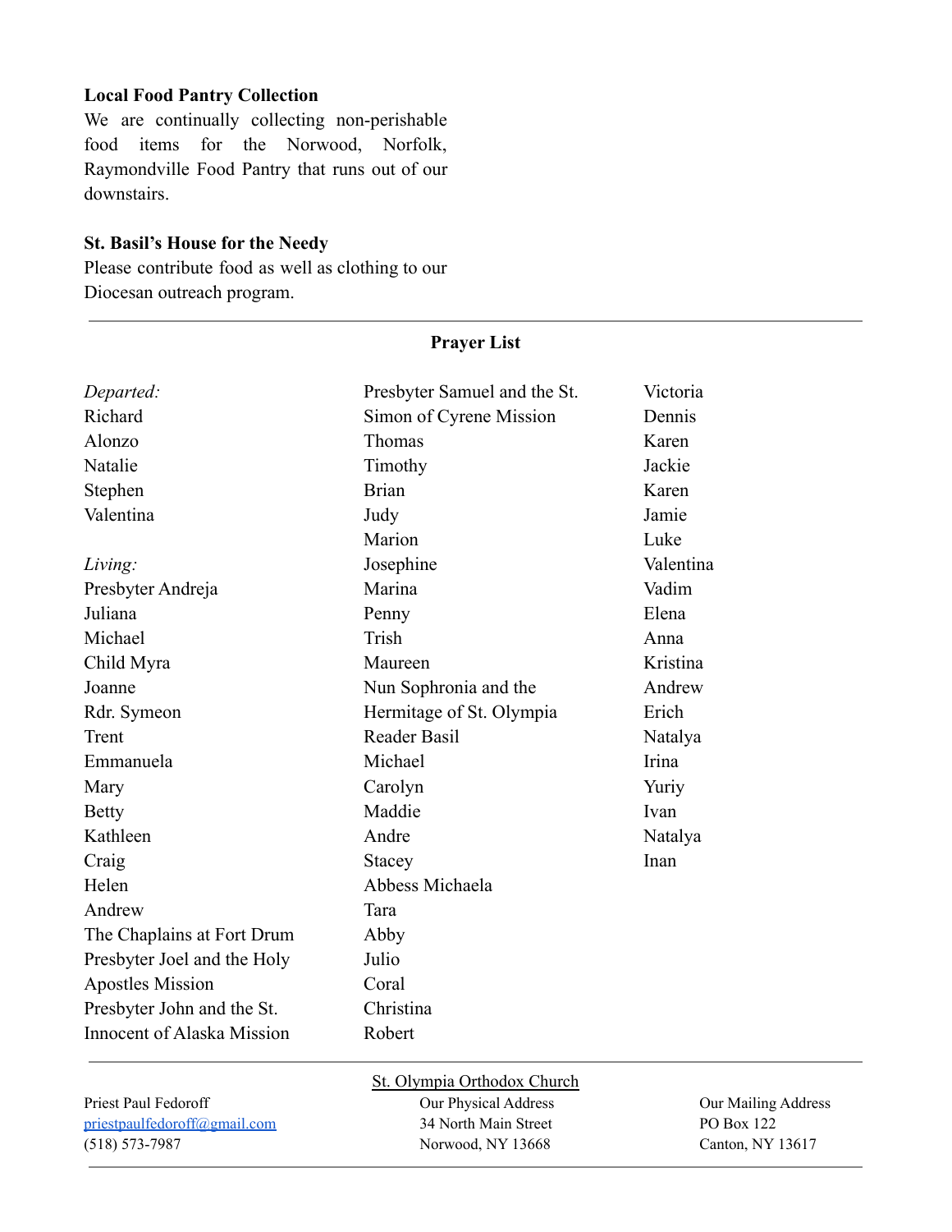**Local Food Pantry Collection**
We are continually collecting non-perishable food items for the Norwood, Norfolk, Raymondville Food Pantry that runs out of our downstairs.

**St. Basil's House for the Needy**
Please contribute food as well as clothing to our Diocesan outreach program.

---

**Prayer List**

*Departed:*
Richard
Alonzo
Natalie
Stephen
Valentina

*Living:*
Presbyter Andreja
Juliana
Michael
Child Myra
Joanne
Rdr. Symeon
Trent
Emmanuela
Mary
Betty
Kathleen
Craig
Helen
Andrew
The Chaplains at Fort Drum
Presbyter Joel and the Holy Apostles Mission
Presbyter John and the St. Innocent of Alaska Mission
Presbyter Samuel and the St. Simon of Cyrene Mission
Thomas
Timothy
Brian
Judy
Marion
Josephine
Marina
Penny
Trish
Maureen
Nun Sophronia and the Hermitage of St. Olympia
Reader Basil
Michael
Carolyn
Maddie
Andre
Stacey
Abbess Michaela
Tara
Abby
Julio
Coral
Christina
Robert
Victoria
Dennis
Karen
Jackie
Karen
Jamie
Luke
Valentina
Vadim
Elena
Anna
Kristina
Andrew
Erich
Natalya
Irina
Yuriy
Ivan
Natalya
Inan

---

St. Olympia Orthodox Church

Priest Paul Fedoroff
priestpaulfedoroff@gmail.com
(518) 573-7987

Our Physical Address
34 North Main Street
Norwood, NY 13668

Our Mailing Address
PO Box 122
Canton, NY 13617